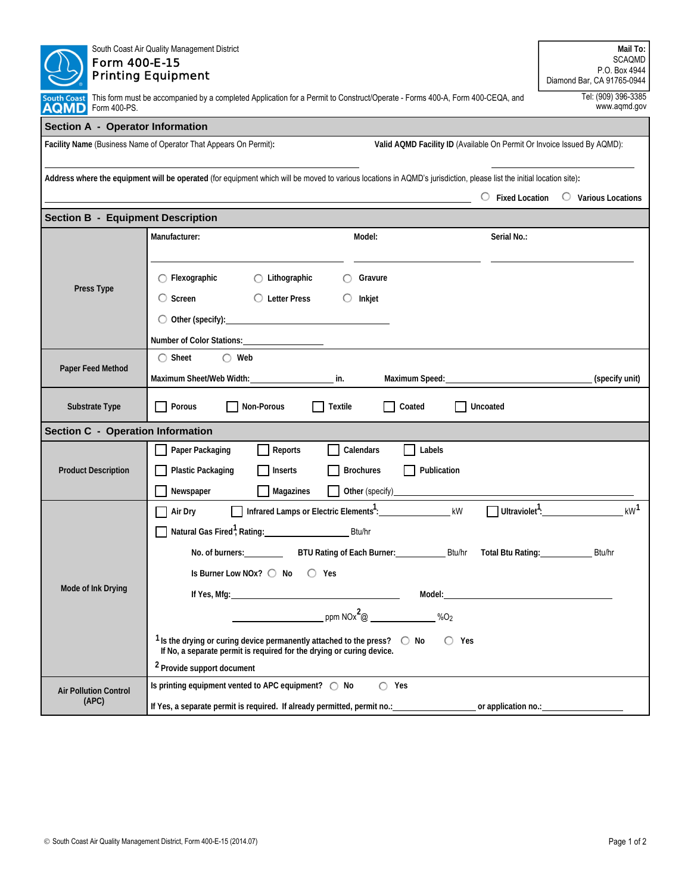South Coast Air Quality Management District

# Form 400-E-15
# Printing Equipment

**Mail To:**
SCAQMD
P.O. Box 4944
Diamond Bar, CA 91765-0944

Tel: (909) 396-3385
www.aqmd.gov

This form must be accompanied by a completed Application for a Permit to Construct/Operate - Forms 400-A, Form 400-CEQA, and Form 400-PS.

## Section A - Operator Information

**Facility Name** (Business Name of Operator That Appears On Permit): ____________________

**Valid AQMD Facility ID** (Available On Permit Or Invoice Issued By AQMD): ____________________

**Address where the equipment will be operated** (for equipment which will be moved to various locations in AQMD's jurisdiction, please list the initial location site): ____________________

○ Fixed Location ○ Various Locations

## Section B - Equipment Description

| | |
|---|---|
| **Press Type** | **Manufacturer:** ________ **Model:** ________ **Serial No.:** ________<br><br>○ Flexographic ○ Lithographic ○ Gravure<br>○ Screen ○ Letter Press ○ Inkjet<br>○ Other (specify): ________<br><br>**Number of Color Stations:** ________ |
| **Paper Feed Method** | ○ Sheet ○ Web<br><br>**Maximum Sheet/Web Width:** ________ **in.** **Maximum Speed:** ________ **(specify unit)** |
| **Substrate Type** | ☐ Porous ☐ Non-Porous ☐ Textile ☐ Coated ☐ Uncoated |

## Section C - Operation Information

| | |
|---|---|
| **Product Description** | ☐ Paper Packaging ☐ Reports ☐ Calendars ☐ Labels<br>☐ Plastic Packaging ☐ Inserts ☐ Brochures ☐ Publication<br>☐ Newspaper ☐ Magazines ☐ Other (specify) ________ |
| **Mode of Ink Drying** | ☐ Air Dry ☐ Infrared Lamps or Electric Elements[1]: ________ kW ☐ Ultraviolet[1]: ________ kW[1]<br><br>☐ Natural Gas Fired[1], Rating: ________ Btu/hr<br><br>No. of burners: ________ BTU Rating of Each Burner: ________ Btu/hr Total Btu Rating: ________ Btu/hr<br><br>Is Burner Low NOx? ○ No ○ Yes<br><br>If Yes, Mfg: ________ Model: ________<br><br>________ ppm NOx[2] @ ________ %$O_2$<br><br>[1] Is the drying or curing device permanently attached to the press? ○ No ○ Yes<br>If No, a separate permit is required for the drying or curing device.<br><br>[2] Provide support document |
| **Air Pollution Control (APC)** | Is printing equipment vented to APC equipment? ○ No ○ Yes<br><br>If Yes, a separate permit is required. If already permitted, permit no.: ________ or application no.: ________ |

© South Coast Air Quality Management District, Form 400-E-15 (2014.07)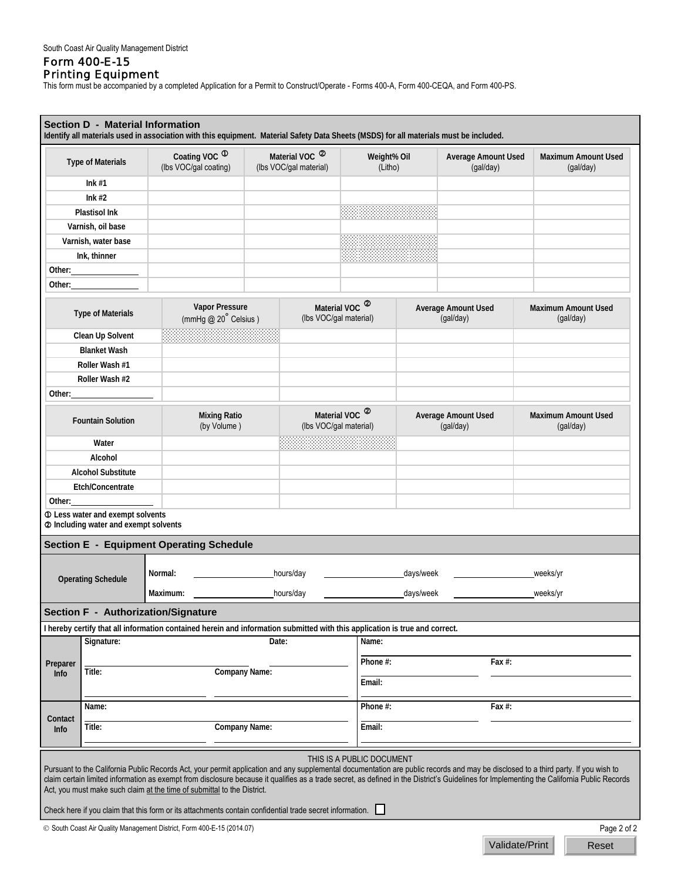South Coast Air Quality Management District

# Form 400-E-15
## Printing Equipment

This form must be accompanied by a completed Application for a Permit to Construct/Operate - Forms 400-A, Form 400-CEQA, and Form 400-PS.

### Section D - Material Information

**Identify all materials used in association with this equipment. Material Safety Data Sheets (MSDS) for all materials must be included.**

| Type of Materials | Coating VOC ① (lbs VOC/gal coating) | Material VOC ② (lbs VOC/gal material) | Weight% Oil (Litho) | Average Amount Used (gal/day) | Maximum Amount Used (gal/day) |
|---|---|---|---|---|---|
| Ink #1 | | | | | |
| Ink #2 | | | | | |
| Plastisol Ink | | | | | |
| Varnish, oil base | | | | | |
| Varnish, water base | | | | | |
| Ink, thinner | | | | | |
| Other:______ | | | | | |
| Other:______ | | | | | |

| Type of Materials | Vapor Pressure (mmHg @ 20° Celsius) | Material VOC ② (lbs VOC/gal material) | Average Amount Used (gal/day) | Maximum Amount Used (gal/day) |
|---|---|---|---|---|
| Clean Up Solvent | | | | |
| Blanket Wash | | | | |
| Roller Wash #1 | | | | |
| Roller Wash #2 | | | | |
| Other:______ | | | | |

| Fountain Solution | Mixing Ratio (by Volume) | Material VOC ② (lbs VOC/gal material) | Average Amount Used (gal/day) | Maximum Amount Used (gal/day) |
|---|---|---|---|---|
| Water | | | | |
| Alcohol | | | | |
| Alcohol Substitute | | | | |
| Etch/Concentrate | | | | |
| Other:______ | | | | |

① Less water and exempt solvents
② Including water and exempt solvents

### Section E - Equipment Operating Schedule

| Operating Schedule | | | |
|---|---|---|---|
| Normal: | ______ hours/day | ______ days/week | ______ weeks/yr |
| Maximum: | ______ hours/day | ______ days/week | ______ weeks/yr |

### Section F - Authorization/Signature

**I hereby certify that all information contained herein and information submitted with this application is true and correct.**

**Preparer Info**

Signature: ______ Date: ______

Title: ______ Company Name: ______

Name: ______

Phone #: ______ Fax #: ______

Email: ______

**Contact Info**

Name: ______

Title: ______ Company Name: ______

Phone #: ______ Fax #: ______

Email: ______

THIS IS A PUBLIC DOCUMENT

Pursuant to the California Public Records Act, your permit application and any supplemental documentation are public records and may be disclosed to a third party. If you wish to claim certain limited information as exempt from disclosure because it qualifies as a trade secret, as defined in the District's Guidelines for Implementing the California Public Records Act, you must make such claim at the time of submittal to the District.

Check here if you claim that this form or its attachments contain confidential trade secret information. ☐

© South Coast Air Quality Management District, Form 400-E-15 (2014.07)

Validate/Print Reset